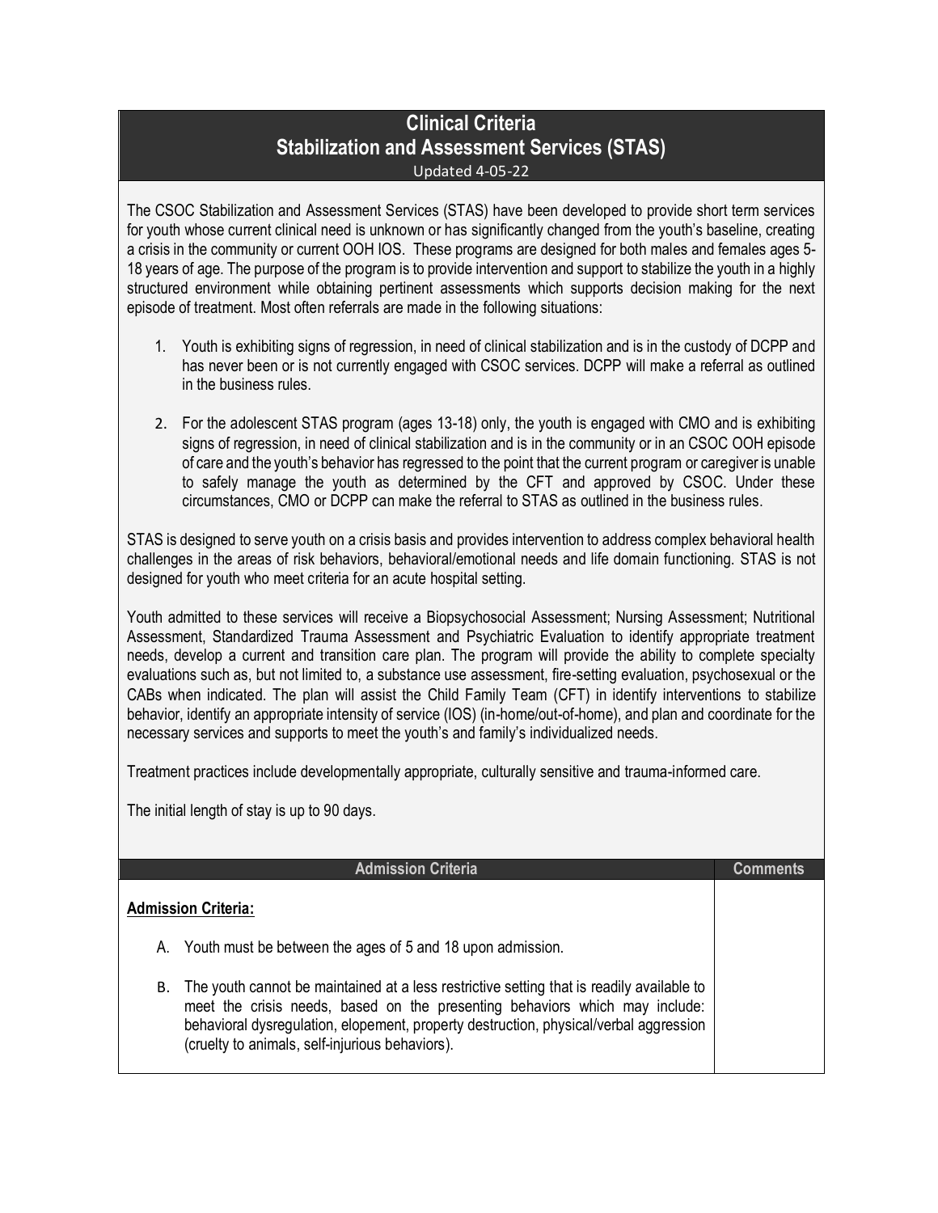# Clinical Criteria
## Stabilization and Assessment Services (STAS)

Updated 4-05-22

The CSOC Stabilization and Assessment Services (STAS) have been developed to provide short term services for youth whose current clinical need is unknown or has significantly changed from the youth's baseline, creating a crisis in the community or current OOH IOS. These programs are designed for both males and females ages 5-18 years of age. The purpose of the program is to provide intervention and support to stabilize the youth in a highly structured environment while obtaining pertinent assessments which supports decision making for the next episode of treatment. Most often referrals are made in the following situations:

1. Youth is exhibiting signs of regression, in need of clinical stabilization and is in the custody of DCPP and has never been or is not currently engaged with CSOC services. DCPP will make a referral as outlined in the business rules.

2. For the adolescent STAS program (ages 13-18) only, the youth is engaged with CMO and is exhibiting signs of regression, in need of clinical stabilization and is in the community or in an CSOC OOH episode of care and the youth's behavior has regressed to the point that the current program or caregiver is unable to safely manage the youth as determined by the CFT and approved by CSOC. Under these circumstances, CMO or DCPP can make the referral to STAS as outlined in the business rules.

STAS is designed to serve youth on a crisis basis and provides intervention to address complex behavioral health challenges in the areas of risk behaviors, behavioral/emotional needs and life domain functioning. STAS is not designed for youth who meet criteria for an acute hospital setting.

Youth admitted to these services will receive a Biopsychosocial Assessment; Nursing Assessment; Nutritional Assessment, Standardized Trauma Assessment and Psychiatric Evaluation to identify appropriate treatment needs, develop a current and transition care plan. The program will provide the ability to complete specialty evaluations such as, but not limited to, a substance use assessment, fire-setting evaluation, psychosexual or the CABs when indicated. The plan will assist the Child Family Team (CFT) in identify interventions to stabilize behavior, identify an appropriate intensity of service (IOS) (in-home/out-of-home), and plan and coordinate for the necessary services and supports to meet the youth's and family's individualized needs.

Treatment practices include developmentally appropriate, culturally sensitive and trauma-informed care.

The initial length of stay is up to 90 days.

| Admission Criteria | Comments |
|---|---|
| **Admission Criteria:**<br><br>A. Youth must be between the ages of 5 and 18 upon admission.<br><br>B. The youth cannot be maintained at a less restrictive setting that is readily available to meet the crisis needs, based on the presenting behaviors which may include: behavioral dysregulation, elopement, property destruction, physical/verbal aggression (cruelty to animals, self-injurious behaviors). | |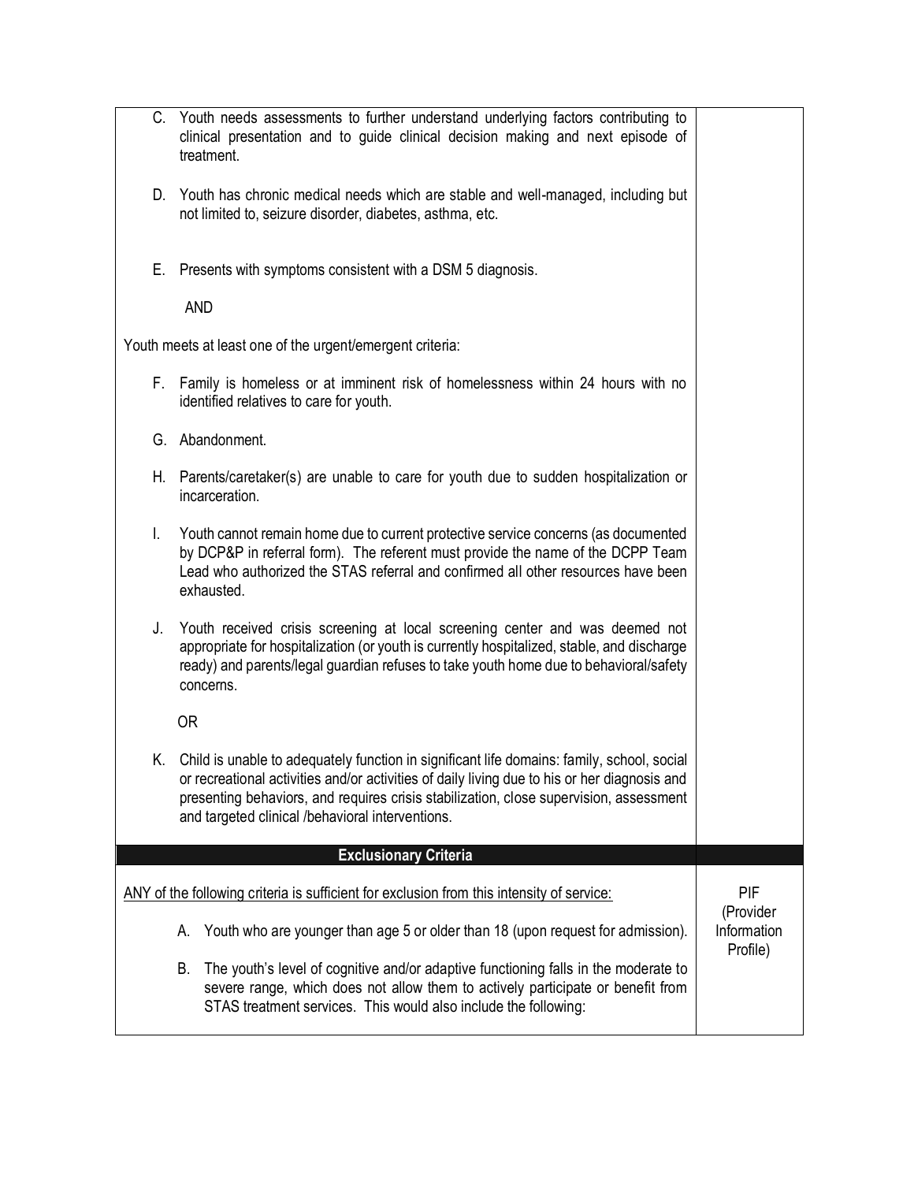| | |
|---|---|
| C. Youth needs assessments to further understand underlying factors contributing to clinical presentation and to guide clinical decision making and next episode of treatment.<br><br>D. Youth has chronic medical needs which are stable and well-managed, including but not limited to, seizure disorder, diabetes, asthma, etc.<br><br>E. Presents with symptoms consistent with a DSM 5 diagnosis.<br><br>AND<br><br>Youth meets at least one of the urgent/emergent criteria:<br><br>F. Family is homeless or at imminent risk of homelessness within 24 hours with no identified relatives to care for youth.<br><br>G. Abandonment.<br><br>H. Parents/caretaker(s) are unable to care for youth due to sudden hospitalization or incarceration.<br><br>I. Youth cannot remain home due to current protective service concerns (as documented by DCP&P in referral form). The referent must provide the name of the DCPP Team Lead who authorized the STAS referral and confirmed all other resources have been exhausted.<br><br>J. Youth received crisis screening at local screening center and was deemed not appropriate for hospitalization (or youth is currently hospitalized, stable, and discharge ready) and parents/legal guardian refuses to take youth home due to behavioral/safety concerns.<br><br>OR<br><br>K. Child is unable to adequately function in significant life domains: family, school, social or recreational activities and/or activities of daily living due to his or her diagnosis and presenting behaviors, and requires crisis stabilization, close supervision, assessment and targeted clinical /behavioral interventions. | |
| **Exclusionary Criteria** | |
| ANY of the following criteria is sufficient for exclusion from this intensity of service:<br><br>A. Youth who are younger than age 5 or older than 18 (upon request for admission).<br><br>B. The youth's level of cognitive and/or adaptive functioning falls in the moderate to severe range, which does not allow them to actively participate or benefit from STAS treatment services. This would also include the following: | PIF (Provider Information Profile) |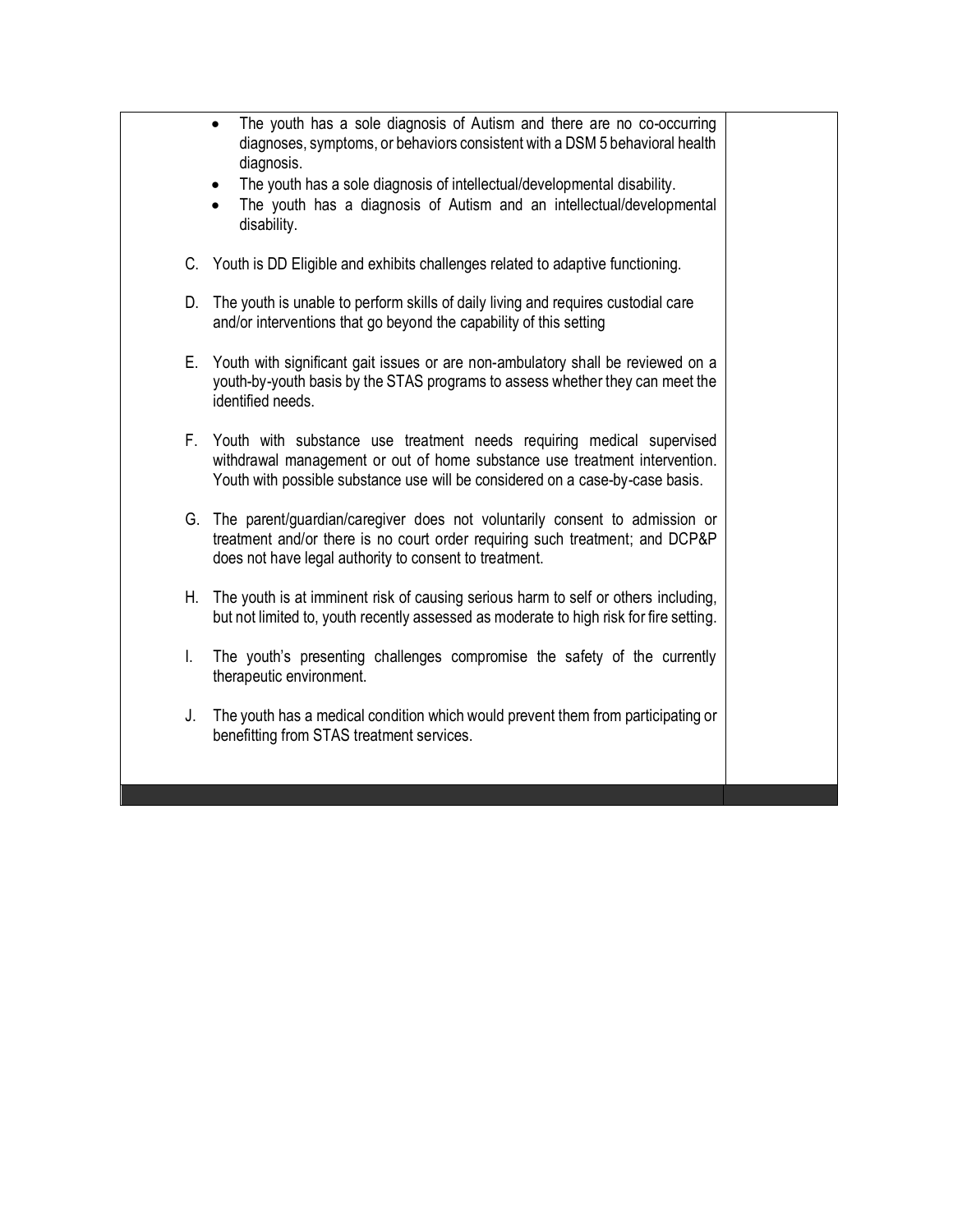- The youth has a sole diagnosis of Autism and there are no co-occurring diagnoses, symptoms, or behaviors consistent with a DSM 5 behavioral health diagnosis.
- The youth has a sole diagnosis of intellectual/developmental disability.
- The youth has a diagnosis of Autism and an intellectual/developmental disability.

C. Youth is DD Eligible and exhibits challenges related to adaptive functioning.

D. The youth is unable to perform skills of daily living and requires custodial care and/or interventions that go beyond the capability of this setting

E. Youth with significant gait issues or are non-ambulatory shall be reviewed on a youth-by-youth basis by the STAS programs to assess whether they can meet the identified needs.

F. Youth with substance use treatment needs requiring medical supervised withdrawal management or out of home substance use treatment intervention. Youth with possible substance use will be considered on a case-by-case basis.

G. The parent/guardian/caregiver does not voluntarily consent to admission or treatment and/or there is no court order requiring such treatment; and DCP&P does not have legal authority to consent to treatment.

H. The youth is at imminent risk of causing serious harm to self or others including, but not limited to, youth recently assessed as moderate to high risk for fire setting.

I. The youth's presenting challenges compromise the safety of the currently therapeutic environment.

J. The youth has a medical condition which would prevent them from participating or benefitting from STAS treatment services.